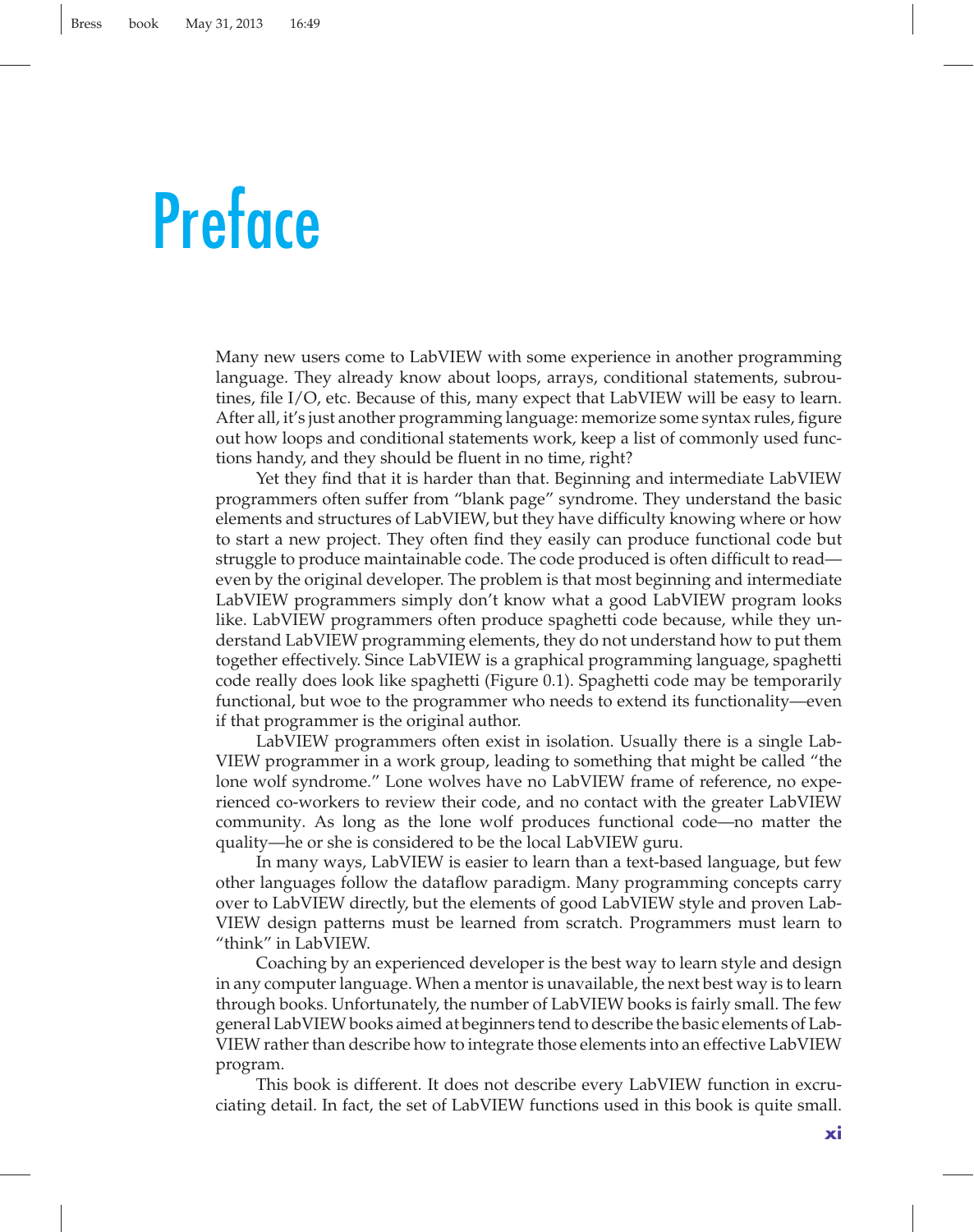# Preface

Many new users come to LabVIEW with some experience in another programming language. They already know about loops, arrays, conditional statements, subroutines, file I/O, etc. Because of this, many expect that LabVIEW will be easy to learn. After all, it's just another programming language: memorize some syntax rules, figure out how loops and conditional statements work, keep a list of commonly used functions handy, and they should be fluent in no time, right?

Yet they find that it is harder than that. Beginning and intermediate LabVIEW programmers often suffer from "blank page" syndrome. They understand the basic elements and structures of LabVIEW, but they have difficulty knowing where or how to start a new project. They often find they easily can produce functional code but struggle to produce maintainable code. The code produced is often difficult to read—even by the original developer. The problem is that most beginning and intermediate LabVIEW programmers simply don't know what a good LabVIEW program looks like. LabVIEW programmers often produce spaghetti code because, while they understand LabVIEW programming elements, they do not understand how to put them together effectively. Since LabVIEW is a graphical programming language, spaghetti code really does look like spaghetti (Figure 0.1). Spaghetti code may be temporarily functional, but woe to the programmer who needs to extend its functionality—even if that programmer is the original author.

LabVIEW programmers often exist in isolation. Usually there is a single LabVIEW programmer in a work group, leading to something that might be called "the lone wolf syndrome." Lone wolves have no LabVIEW frame of reference, no experienced co-workers to review their code, and no contact with the greater LabVIEW community. As long as the lone wolf produces functional code—no matter the quality—he or she is considered to be the local LabVIEW guru.

In many ways, LabVIEW is easier to learn than a text-based language, but few other languages follow the dataflow paradigm. Many programming concepts carry over to LabVIEW directly, but the elements of good LabVIEW style and proven LabVIEW design patterns must be learned from scratch. Programmers must learn to "think" in LabVIEW.

Coaching by an experienced developer is the best way to learn style and design in any computer language. When a mentor is unavailable, the next best way is to learn through books. Unfortunately, the number of LabVIEW books is fairly small. The few general LabVIEW books aimed at beginners tend to describe the basic elements of LabVIEW rather than describe how to integrate those elements into an effective LabVIEW program.

This book is different. It does not describe every LabVIEW function in excruciating detail. In fact, the set of LabVIEW functions used in this book is quite small.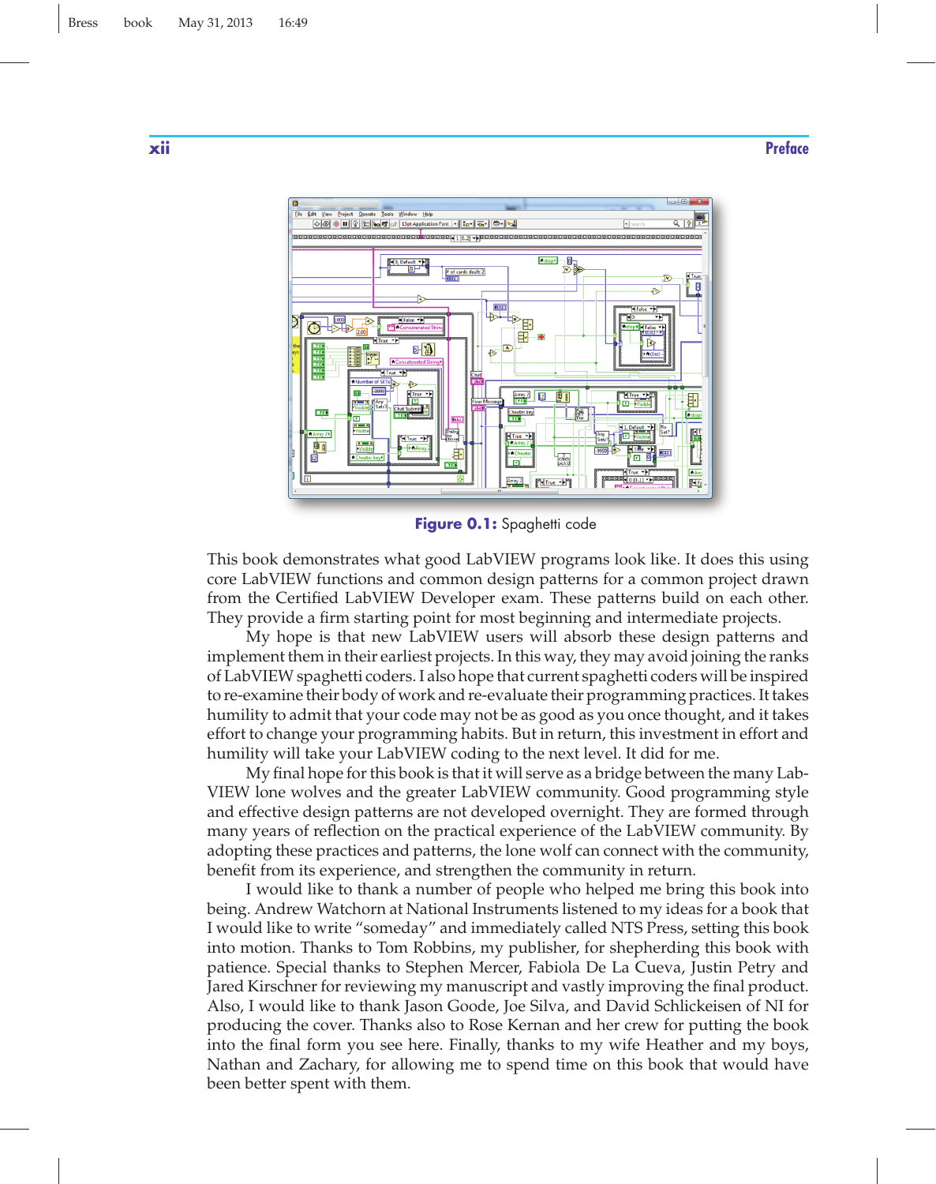**Figure 0.1:** Spaghetti code

This book demonstrates what good LabVIEW programs look like. It does this using core LabVIEW functions and common design patterns for a common project drawn from the Certified LabVIEW Developer exam. These patterns build on each other. They provide a firm starting point for most beginning and intermediate projects.

My hope is that new LabVIEW users will absorb these design patterns and implement them in their earliest projects. In this way, they may avoid joining the ranks of LabVIEW spaghetti coders. I also hope that current spaghetti coders will be inspired to re-examine their body of work and re-evaluate their programming practices. It takes humility to admit that your code may not be as good as you once thought, and it takes effort to change your programming habits. But in return, this investment in effort and humility will take your LabVIEW coding to the next level. It did for me.

My final hope for this book is that it will serve as a bridge between the many LabVIEW lone wolves and the greater LabVIEW community. Good programming style and effective design patterns are not developed overnight. They are formed through many years of reflection on the practical experience of the LabVIEW community. By adopting these practices and patterns, the lone wolf can connect with the community, benefit from its experience, and strengthen the community in return.

I would like to thank a number of people who helped me bring this book into being. Andrew Watchorn at National Instruments listened to my ideas for a book that I would like to write "someday" and immediately called NTS Press, setting this book into motion. Thanks to Tom Robbins, my publisher, for shepherding this book with patience. Special thanks to Stephen Mercer, Fabiola De La Cueva, Justin Petry and Jared Kirschner for reviewing my manuscript and vastly improving the final product. Also, I would like to thank Jason Goode, Joe Silva, and David Schlickeisen of NI for producing the cover. Thanks also to Rose Kernan and her crew for putting the book into the final form you see here. Finally, thanks to my wife Heather and my boys, Nathan and Zachary, for allowing me to spend time on this book that would have been better spent with them.